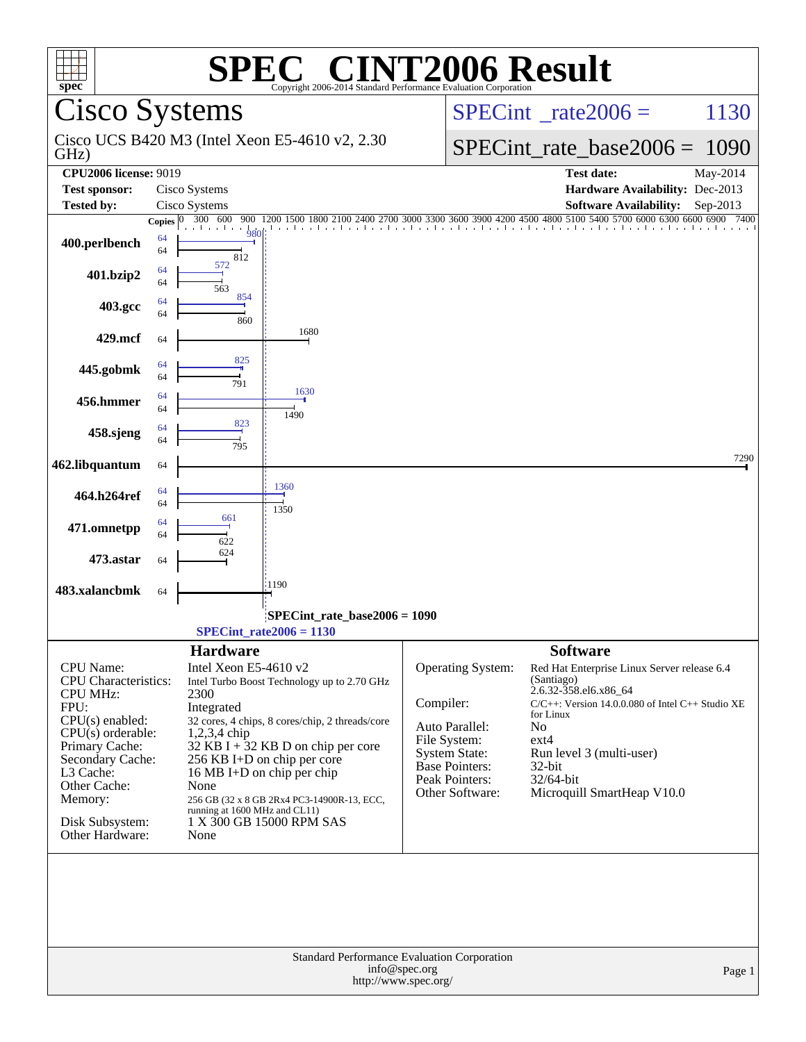# SPEC® CINT2006 Result

Copyright 2006-2014 Standard Performance Evaluation Corporation

## Cisco Systems

Cisco UCS B420 M3 (Intel Xeon E5-4610 v2, 2.30 GHz)

SPECint_rate2006 = 1130

SPECint_rate_base2006 = 1090

| | | | |
|---|---|---|---|
| **CPU2006 license:** 9019 | | **Test date:** | May-2014 |
| **Test sponsor:** | Cisco Systems | **Hardware Availability:** | Dec-2013 |
| **Tested by:** | Cisco Systems | **Software Availability:** | Sep-2013 |

| Benchmark | Copies (peak) | Peak | Copies (base) | Base |
|---|---|---|---|---|
| 400.perlbench | 64 | 980 | 64 | 812 |
| 401.bzip2 | 64 | 572 | 64 | 563 |
| 403.gcc | 64 | 854 | 64 | 860 |
| 429.mcf | | | 64 | 1680 |
| 445.gobmk | 64 | 825 | 64 | 791 |
| 456.hmmer | 64 | 1630 | 64 | 1490 |
| 458.sjeng | 64 | 823 | 64 | 795 |
| 462.libquantum | | | 64 | 7290 |
| 464.h264ref | 64 | 1360 | 64 | 1350 |
| 471.omnetpp | 64 | 661 | 64 | 622 |
| 473.astar | | | 64 | 624 |
| 483.xalancbmk | | | 64 | 1190 |

SPECint_rate_base2006 = 1090

SPECint_rate2006 = 1130

### Hardware

| | |
|---|---|
| CPU Name: | Intel Xeon E5-4610 v2 |
| CPU Characteristics: | Intel Turbo Boost Technology up to 2.70 GHz |
| CPU MHz: | 2300 |
| FPU: | Integrated |
| CPU(s) enabled: | 32 cores, 4 chips, 8 cores/chip, 2 threads/core |
| CPU(s) orderable: | 1,2,3,4 chip |
| Primary Cache: | 32 KB I + 32 KB D on chip per core |
| Secondary Cache: | 256 KB I+D on chip per core |
| L3 Cache: | 16 MB I+D on chip per chip |
| Other Cache: | None |
| Memory: | 256 GB (32 x 8 GB 2Rx4 PC3-14900R-13, ECC, running at 1600 MHz and CL11) |
| Disk Subsystem: | 1 X 300 GB 15000 RPM SAS |
| Other Hardware: | None |

### Software

| | |
|---|---|
| Operating System: | Red Hat Enterprise Linux Server release 6.4 (Santiago) 2.6.32-358.el6.x86_64 |
| Compiler: | C/C++: Version 14.0.0.080 of Intel C++ Studio XE for Linux |
| Auto Parallel: | No |
| File System: | ext4 |
| System State: | Run level 3 (multi-user) |
| Base Pointers: | 32-bit |
| Peak Pointers: | 32/64-bit |
| Other Software: | Microquill SmartHeap V10.0 |

Standard Performance Evaluation Corporation
info@spec.org
http://www.spec.org/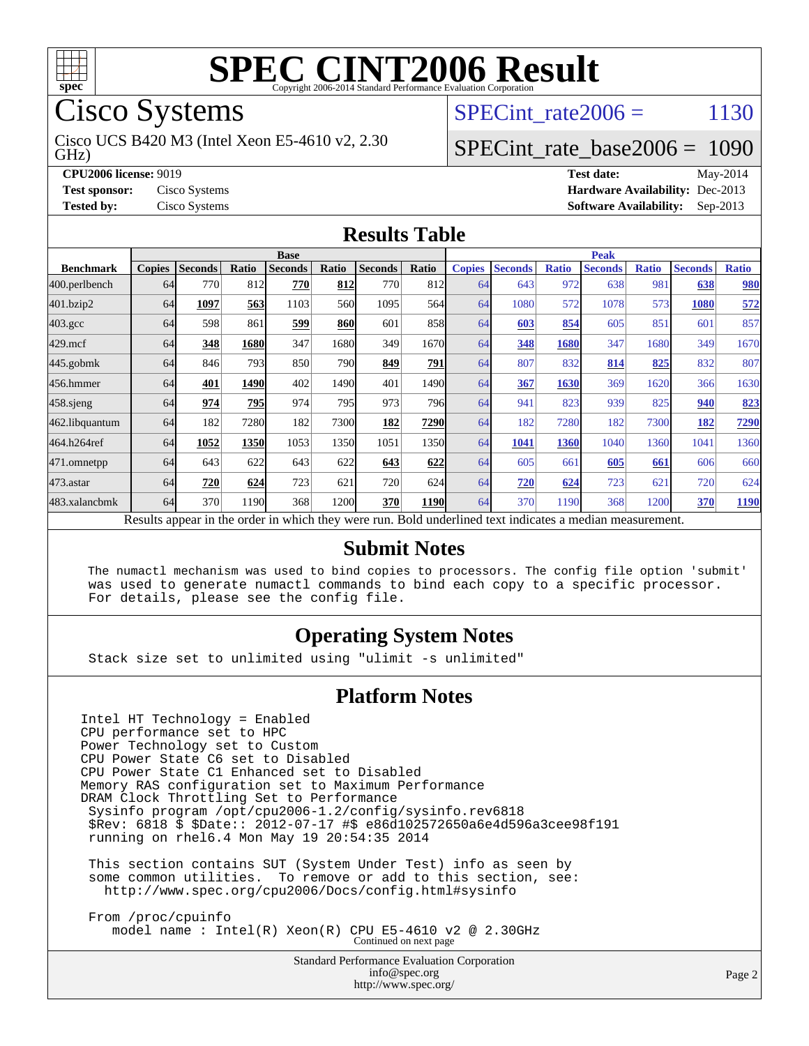# SPEC CINT2006 Result

Copyright 2006-2014 Standard Performance Evaluation Corporation

## Cisco Systems

Cisco UCS B420 M3 (Intel Xeon E5-4610 v2, 2.30 GHz)

SPECint_rate2006 = 1130

SPECint_rate_base2006 = 1090

**CPU2006 license:** 9019 | **Test date:** May-2014
**Test sponsor:** Cisco Systems | **Hardware Availability:** Dec-2013
**Tested by:** Cisco Systems | **Software Availability:** Sep-2013

## Results Table

| | Base | | | | | | | Peak | | | | | | |
|---|---|---|---|---|---|---|---|---|---|---|---|---|---|---|
| **Benchmark** | **Copies** | **Seconds** | **Ratio** | **Seconds** | **Ratio** | **Seconds** | **Ratio** | **Copies** | **Seconds** | **Ratio** | **Seconds** | **Ratio** | **Seconds** | **Ratio** |
| 400.perlbench | 64 | 770 | 812 | **770** | **812** | 770 | 812 | 64 | 643 | 972 | 638 | 981 | **638** | **980** |
| 401.bzip2 | 64 | **1097** | **563** | 1103 | 560 | 1095 | 564 | 64 | 1080 | 572 | 1078 | 573 | **1080** | **572** |
| 403.gcc | 64 | 598 | 861 | **599** | **860** | 601 | 858 | 64 | **603** | **854** | 605 | 851 | 601 | 857 |
| 429.mcf | 64 | **348** | **1680** | 347 | 1680 | 349 | 1670 | 64 | **348** | **1680** | 347 | 1680 | 349 | 1670 |
| 445.gobmk | 64 | 846 | 793 | 850 | 790 | **849** | **791** | 64 | 807 | 832 | **814** | **825** | 832 | 807 |
| 456.hmmer | 64 | **401** | **1490** | 402 | 1490 | 401 | 1490 | 64 | **367** | **1630** | 369 | 1620 | 366 | 1630 |
| 458.sjeng | 64 | **974** | **795** | 974 | 795 | 973 | 796 | 64 | 941 | 823 | 939 | 825 | **940** | **823** |
| 462.libquantum | 64 | 182 | 7280 | 182 | 7300 | **182** | **7290** | 64 | 182 | 7280 | 182 | 7300 | **182** | **7290** |
| 464.h264ref | 64 | **1052** | **1350** | 1053 | 1350 | 1051 | 1350 | 64 | **1041** | **1360** | 1040 | 1360 | 1041 | 1360 |
| 471.omnetpp | 64 | 643 | 622 | 643 | 622 | **643** | **622** | 64 | 605 | 661 | **605** | **661** | 606 | 660 |
| 473.astar | 64 | **720** | **624** | 723 | 621 | 720 | 624 | 64 | **720** | **624** | 723 | 621 | 720 | 624 |
| 483.xalancbmk | 64 | 370 | 1190 | 368 | 1200 | **370** | **1190** | 64 | 370 | 1190 | 368 | 1200 | **370** | **1190** |

Results appear in the order in which they were run. Bold underlined text indicates a median measurement.

## Submit Notes

```
The numactl mechanism was used to bind copies to processors. The config file option 'submit'
was used to generate numactl commands to bind each copy to a specific processor.
For details, please see the config file.
```

## Operating System Notes

```
Stack size set to unlimited using "ulimit -s unlimited"
```

## Platform Notes

```
Intel HT Technology = Enabled
CPU performance set to HPC
Power Technology set to Custom
CPU Power State C6 set to Disabled
CPU Power State C1 Enhanced set to Disabled
Memory RAS configuration set to Maximum Performance
DRAM Clock Throttling Set to Performance
 Sysinfo program /opt/cpu2006-1.2/config/sysinfo.rev6818
 $Rev: 6818 $ $Date:: 2012-07-17 #$ e86d102572650a6e4d596a3cee98f191
 running on rhel6.4 Mon May 19 20:54:35 2014

 This section contains SUT (System Under Test) info as seen by
 some common utilities.  To remove or add to this section, see:
   http://www.spec.org/cpu2006/Docs/config.html#sysinfo

 From /proc/cpuinfo
    model name : Intel(R) Xeon(R) CPU E5-4610 v2 @ 2.30GHz
```

Continued on next page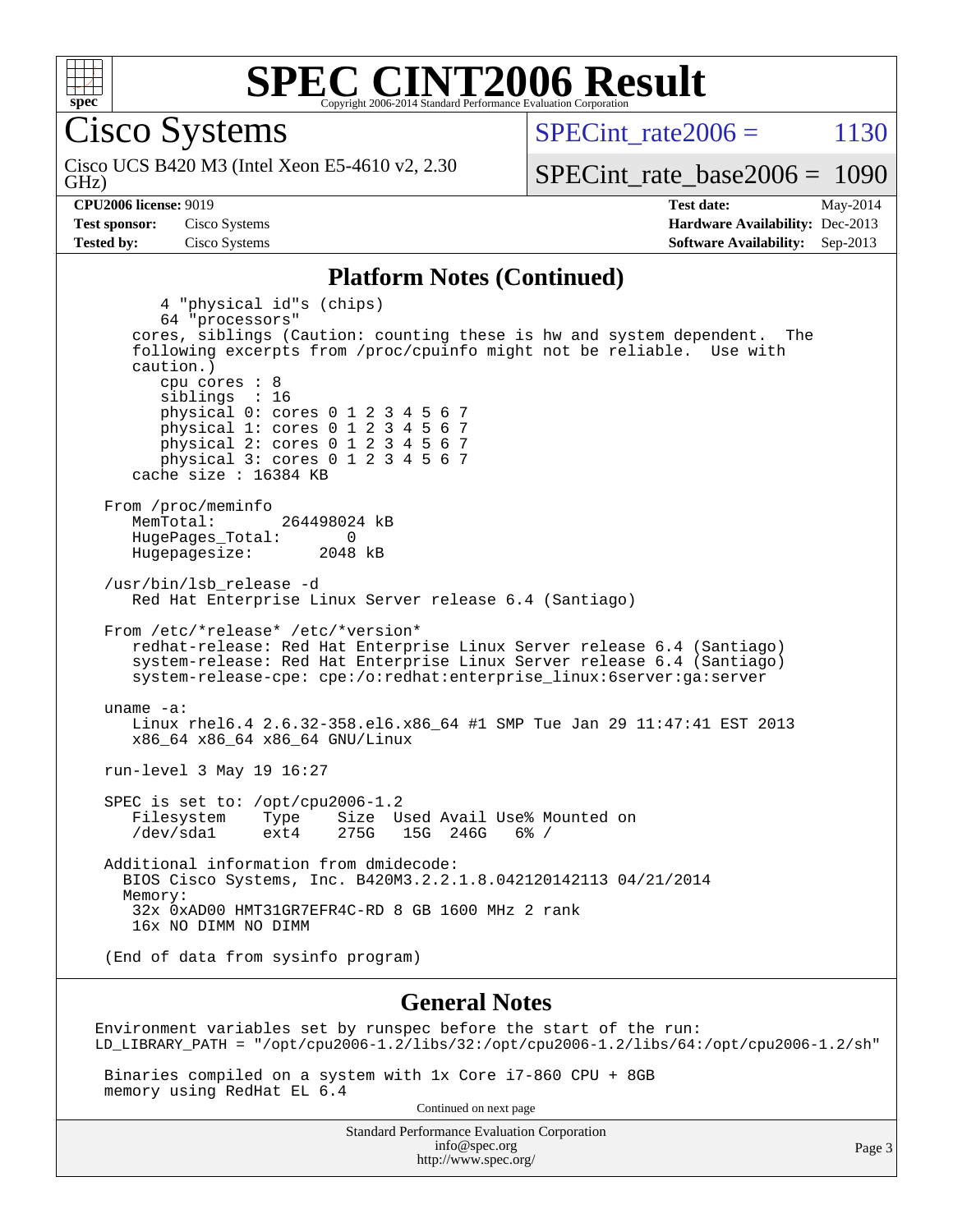# SPEC CINT2006 Result

Copyright 2006-2014 Standard Performance Evaluation Corporation

## Cisco Systems

Cisco UCS B420 M3 (Intel Xeon E5-4610 v2, 2.30 GHz)

SPECint_rate2006 = 1130

SPECint_rate_base2006 = 1090

**CPU2006 license:** 9019
**Test sponsor:** Cisco Systems
**Tested by:** Cisco Systems

**Test date:** May-2014
**Hardware Availability:** Dec-2013
**Software Availability:** Sep-2013

### Platform Notes (Continued)

```
        4 "physical id"s (chips)
        64 "processors"
     cores, siblings (Caution: counting these is hw and system dependent.  The
     following excerpts from /proc/cpuinfo might not be reliable.  Use with
     caution.)
        cpu cores : 8
        siblings  : 16
        physical 0: cores 0 1 2 3 4 5 6 7
        physical 1: cores 0 1 2 3 4 5 6 7
        physical 2: cores 0 1 2 3 4 5 6 7
        physical 3: cores 0 1 2 3 4 5 6 7
     cache size : 16384 KB

  From /proc/meminfo
     MemTotal:       264498024 kB
     HugePages_Total:       0
     Hugepagesize:       2048 kB

  /usr/bin/lsb_release -d
     Red Hat Enterprise Linux Server release 6.4 (Santiago)

  From /etc/*release* /etc/*version*
     redhat-release: Red Hat Enterprise Linux Server release 6.4 (Santiago)
     system-release: Red Hat Enterprise Linux Server release 6.4 (Santiago)
     system-release-cpe: cpe:/o:redhat:enterprise_linux:6server:ga:server

  uname -a:
     Linux rhel6.4 2.6.32-358.el6.x86_64 #1 SMP Tue Jan 29 11:47:41 EST 2013
     x86_64 x86_64 x86_64 GNU/Linux

  run-level 3 May 19 16:27

  SPEC is set to: /opt/cpu2006-1.2
     Filesystem     Type    Size  Used Avail Use% Mounted on
     /dev/sda1      ext4    275G   15G  246G   6% /

  Additional information from dmidecode:
    BIOS Cisco Systems, Inc. B420M3.2.2.1.8.042120142113 04/21/2014
    Memory:
     32x 0xAD00 HMT31GR7EFR4C-RD 8 GB 1600 MHz 2 rank
     16x NO DIMM NO DIMM

  (End of data from sysinfo program)
```

### General Notes

```
Environment variables set by runspec before the start of the run:
LD_LIBRARY_PATH = "/opt/cpu2006-1.2/libs/32:/opt/cpu2006-1.2/libs/64:/opt/cpu2006-1.2/sh"

 Binaries compiled on a system with 1x Core i7-860 CPU + 8GB
 memory using RedHat EL 6.4
```

Continued on next page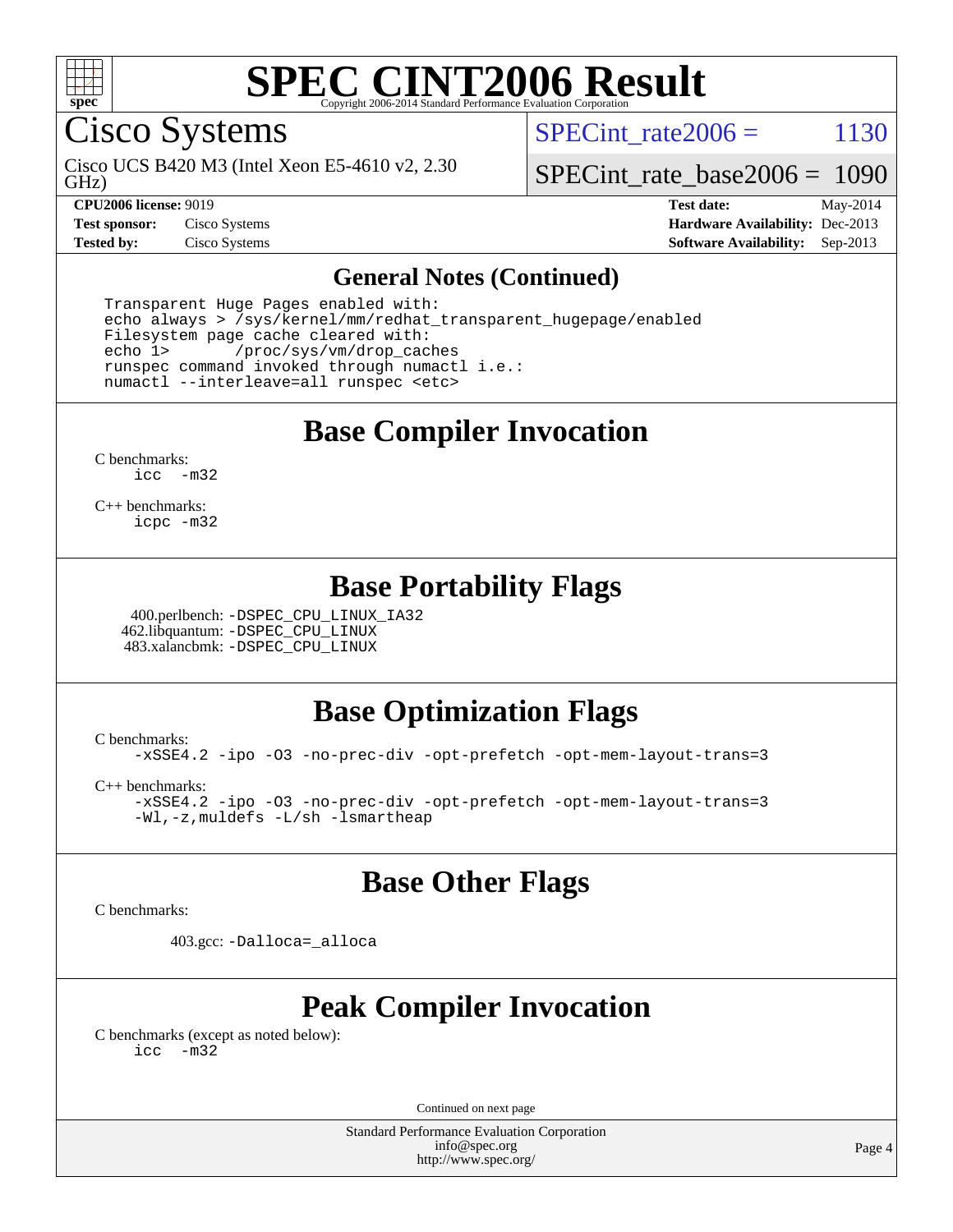# SPEC CINT2006 Result

Copyright 2006-2014 Standard Performance Evaluation Corporation

## Cisco Systems

Cisco UCS B420 M3 (Intel Xeon E5-4610 v2, 2.30 GHz)

SPECint_rate2006 = 1130

SPECint_rate_base2006 = 1090

**CPU2006 license:** 9019
**Test sponsor:** Cisco Systems
**Tested by:** Cisco Systems

**Test date:** May-2014
**Hardware Availability:** Dec-2013
**Software Availability:** Sep-2013

### General Notes (Continued)

```
Transparent Huge Pages enabled with:
echo always > /sys/kernel/mm/redhat_transparent_hugepage/enabled
Filesystem page cache cleared with:
echo 1>       /proc/sys/vm/drop_caches
runspec command invoked through numactl i.e.:
numactl --interleave=all runspec <etc>
```

## Base Compiler Invocation

C benchmarks:
`icc -m32`

C++ benchmarks:
`icpc -m32`

## Base Portability Flags

400.perlbench: `-DSPEC_CPU_LINUX_IA32`
462.libquantum: `-DSPEC_CPU_LINUX`
483.xalancbmk: `-DSPEC_CPU_LINUX`

## Base Optimization Flags

C benchmarks:
`-xSSE4.2 -ipo -O3 -no-prec-div -opt-prefetch -opt-mem-layout-trans=3`

C++ benchmarks:
`-xSSE4.2 -ipo -O3 -no-prec-div -opt-prefetch -opt-mem-layout-trans=3`
`-Wl,-z,muldefs -L/sh -lsmartheap`

## Base Other Flags

C benchmarks:

403.gcc: `-Dalloca=_alloca`

## Peak Compiler Invocation

C benchmarks (except as noted below):
`icc -m32`

Continued on next page

Standard Performance Evaluation Corporation
info@spec.org
http://www.spec.org/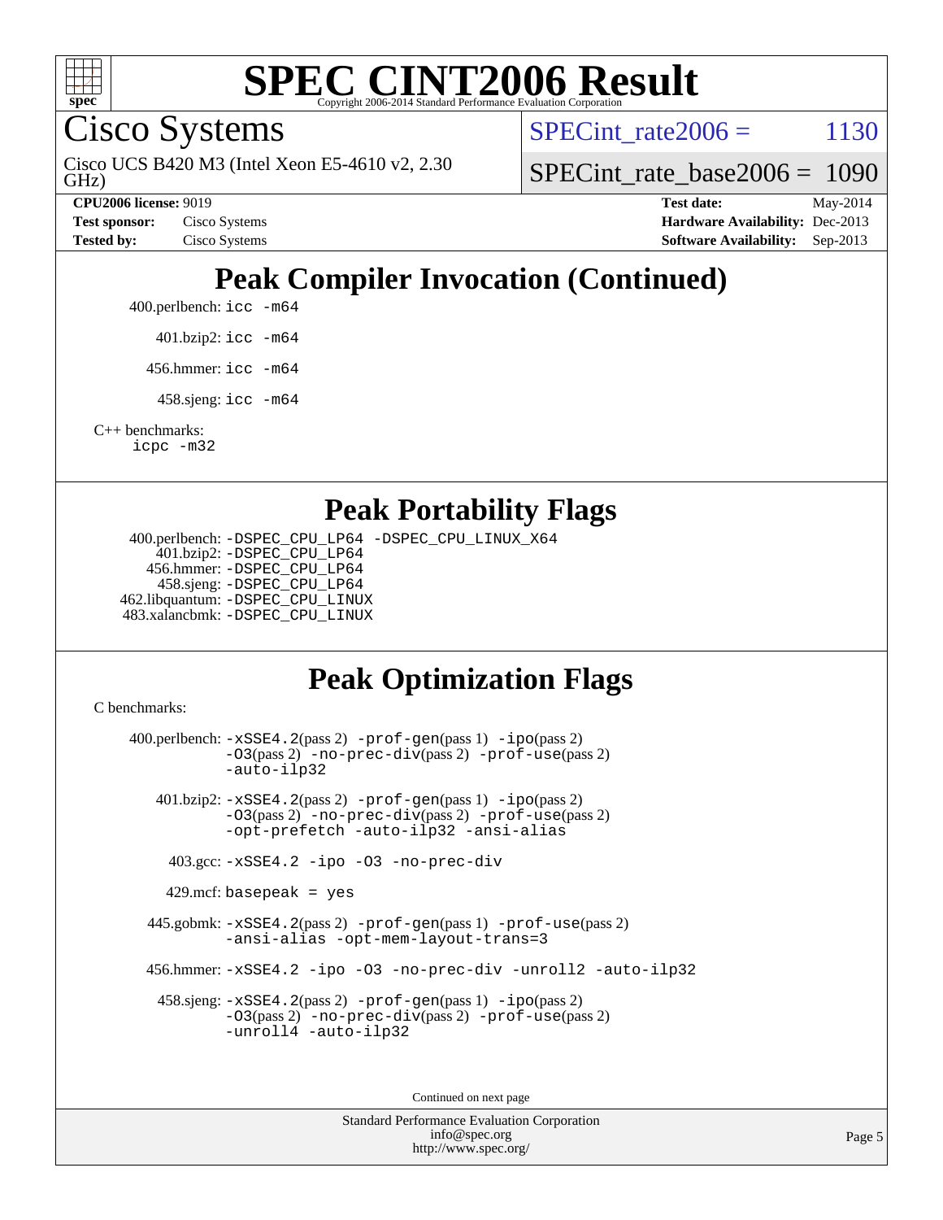# SPEC CINT2006 Result

Copyright 2006-2014 Standard Performance Evaluation Corporation

## Cisco Systems

Cisco UCS B420 M3 (Intel Xeon E5-4610 v2, 2.30 GHz)

SPECint_rate2006 = 1130

SPECint_rate_base2006 = 1090

| | | | |
|---|---|---|---|
| **CPU2006 license:** 9019 | | **Test date:** | May-2014 |
| **Test sponsor:** | Cisco Systems | **Hardware Availability:** | Dec-2013 |
| **Tested by:** | Cisco Systems | **Software Availability:** | Sep-2013 |

## Peak Compiler Invocation (Continued)

400.perlbench: `icc -m64`

401.bzip2: `icc -m64`

456.hmmer: `icc -m64`

458.sjeng: `icc -m64`

C++ benchmarks:
`icpc -m32`

## Peak Portability Flags

400.perlbench: `-DSPEC_CPU_LP64 -DSPEC_CPU_LINUX_X64`
401.bzip2: `-DSPEC_CPU_LP64`
456.hmmer: `-DSPEC_CPU_LP64`
458.sjeng: `-DSPEC_CPU_LP64`
462.libquantum: `-DSPEC_CPU_LINUX`
483.xalancbmk: `-DSPEC_CPU_LINUX`

## Peak Optimization Flags

C benchmarks:

400.perlbench: `-xSSE4.2`(pass 2) `-prof-gen`(pass 1) `-ipo`(pass 2) `-O3`(pass 2) `-no-prec-div`(pass 2) `-prof-use`(pass 2) `-auto-ilp32`

401.bzip2: `-xSSE4.2`(pass 2) `-prof-gen`(pass 1) `-ipo`(pass 2) `-O3`(pass 2) `-no-prec-div`(pass 2) `-prof-use`(pass 2) `-opt-prefetch -auto-ilp32 -ansi-alias`

403.gcc: `-xSSE4.2 -ipo -O3 -no-prec-div`

429.mcf: `basepeak = yes`

445.gobmk: `-xSSE4.2`(pass 2) `-prof-gen`(pass 1) `-prof-use`(pass 2) `-ansi-alias -opt-mem-layout-trans=3`

456.hmmer: `-xSSE4.2 -ipo -O3 -no-prec-div -unroll2 -auto-ilp32`

458.sjeng: `-xSSE4.2`(pass 2) `-prof-gen`(pass 1) `-ipo`(pass 2) `-O3`(pass 2) `-no-prec-div`(pass 2) `-prof-use`(pass 2) `-unroll4 -auto-ilp32`

Continued on next page

Standard Performance Evaluation Corporation
info@spec.org
http://www.spec.org/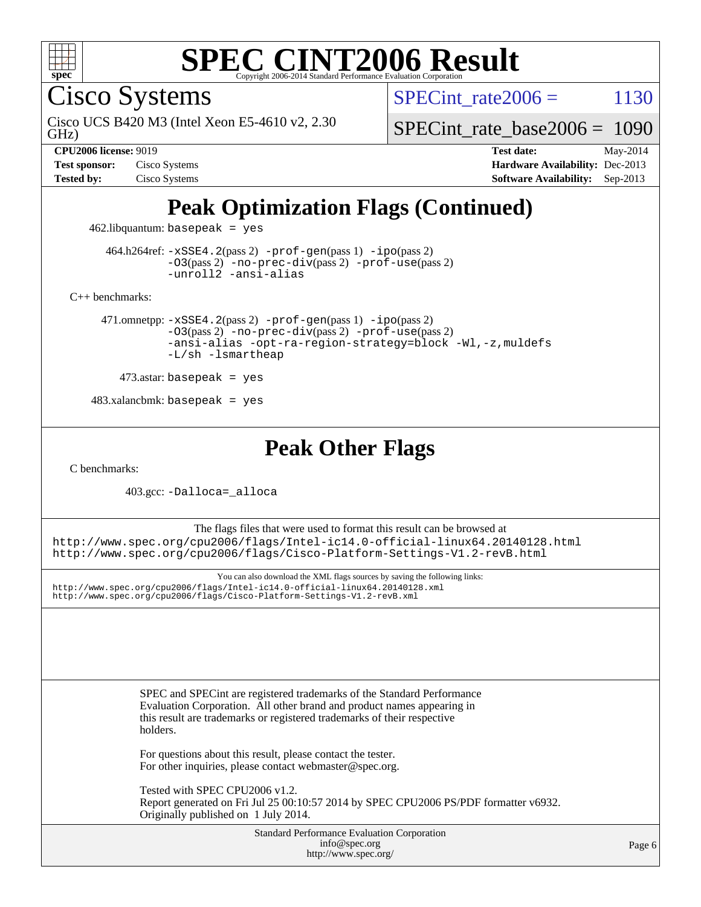# Peak Optimization Flags (Continued)

462.libquantum: basepeak = yes

464.h264ref: -xSSE4.2(pass 2) -prof-gen(pass 1) -ipo(pass 2) -O3(pass 2) -no-prec-div(pass 2) -prof-use(pass 2) -unroll2 -ansi-alias

C++ benchmarks:

471.omnetpp: -xSSE4.2(pass 2) -prof-gen(pass 1) -ipo(pass 2) -O3(pass 2) -no-prec-div(pass 2) -prof-use(pass 2) -ansi-alias -opt-ra-region-strategy=block -Wl,-z,muldefs -L/sh -lsmartheap

473.astar: basepeak = yes

483.xalancbmk: basepeak = yes

# Peak Other Flags

C benchmarks:

403.gcc: -Dalloca=_alloca

The flags files that were used to format this result can be browsed at
http://www.spec.org/cpu2006/flags/Intel-ic14.0-official-linux64.20140128.html
http://www.spec.org/cpu2006/flags/Cisco-Platform-Settings-V1.2-revB.html

You can also download the XML flags sources by saving the following links:
http://www.spec.org/cpu2006/flags/Intel-ic14.0-official-linux64.20140128.xml
http://www.spec.org/cpu2006/flags/Cisco-Platform-Settings-V1.2-revB.xml

SPEC and SPECint are registered trademarks of the Standard Performance Evaluation Corporation. All other brand and product names appearing in this result are trademarks or registered trademarks of their respective holders.

For questions about this result, please contact the tester.
For other inquiries, please contact webmaster@spec.org.

Tested with SPEC CPU2006 v1.2.
Report generated on Fri Jul 25 00:10:57 2014 by SPEC CPU2006 PS/PDF formatter v6932.
Originally published on 1 July 2014.